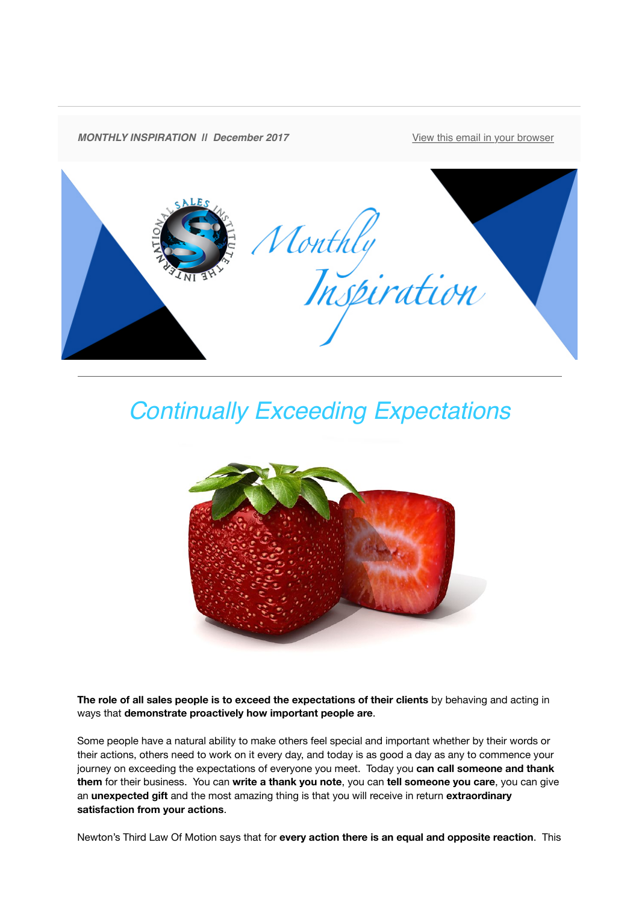***MONTHLY INSPIRATION // December 2017***

View this email in your browser

# Continually Exceeding Expectations

**The role of all sales people is to exceed the expectations of their clients** by behaving and acting in ways that **demonstrate proactively how important people are**.

Some people have a natural ability to make others feel special and important whether by their words or their actions, others need to work on it every day, and today is as good a day as any to commence your journey on exceeding the expectations of everyone you meet. Today you **can call someone and thank them** for their business. You can **write a thank you note**, you can **tell someone you care**, you can give an **unexpected gift** and the most amazing thing is that you will receive in return **extraordinary satisfaction from your actions**.

Newton's Third Law Of Motion says that for **every action there is an equal and opposite reaction**. This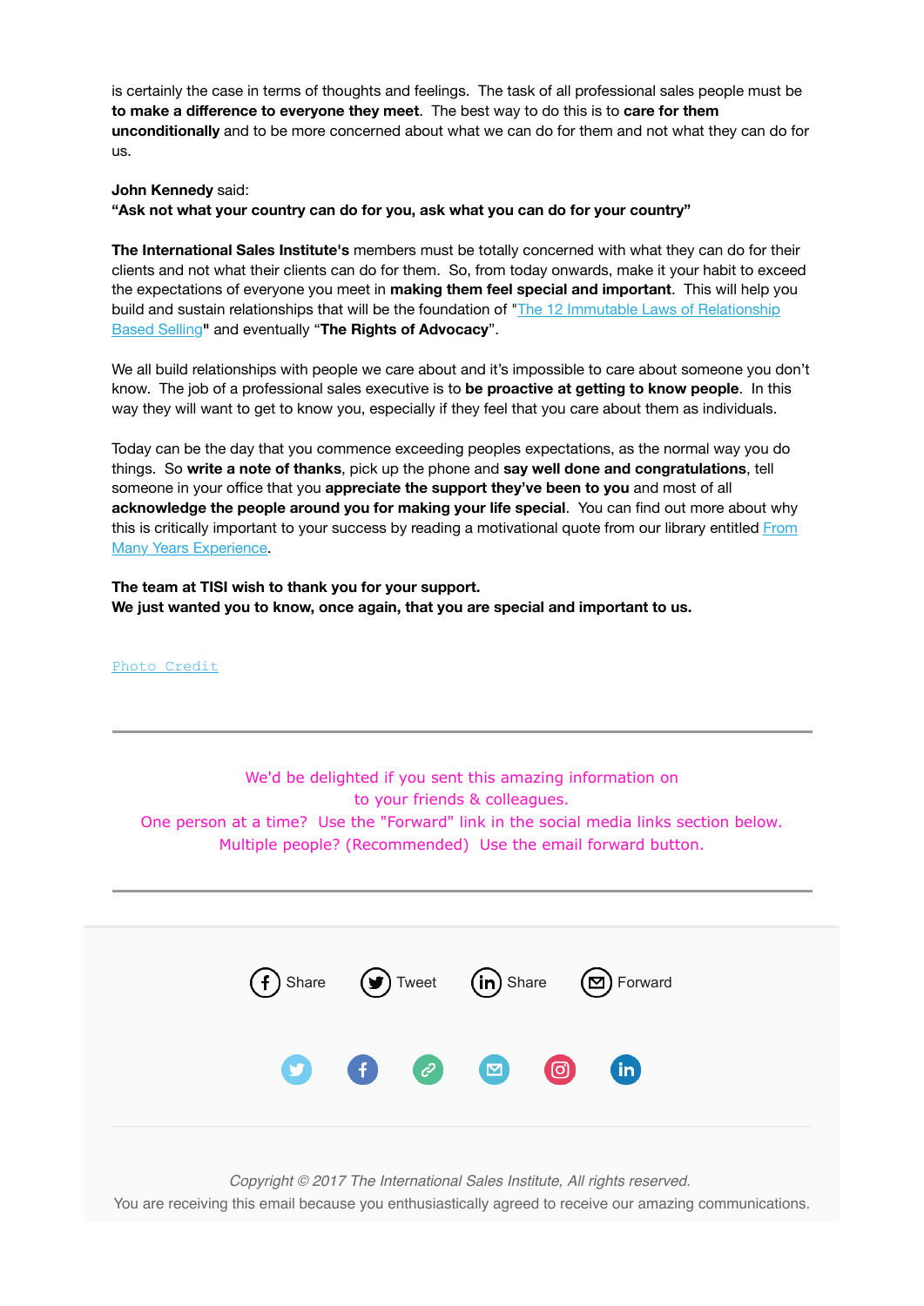is certainly the case in terms of thoughts and feelings. The task of all professional sales people must be **to make a difference to everyone they meet**. The best way to do this is to **care for them unconditionally** and to be more concerned about what we can do for them and not what they can do for us.

**John Kennedy** said:
**"Ask not what your country can do for you, ask what you can do for your country"**

**The International Sales Institute's** members must be totally concerned with what they can do for their clients and not what their clients can do for them. So, from today onwards, make it your habit to exceed the expectations of everyone you meet in **making them feel special and important**. This will help you build and sustain relationships that will be the foundation of "The 12 Immutable Laws of Relationship Based Selling**"** and eventually **"The Rights of Advocacy"**.

We all build relationships with people we care about and it's impossible to care about someone you don't know. The job of a professional sales executive is to **be proactive at getting to know people**. In this way they will want to get to know you, especially if they feel that you care about them as individuals.

Today can be the day that you commence exceeding peoples expectations, as the normal way you do things. So **write a note of thanks**, pick up the phone and **say well done and congratulations**, tell someone in your office that you **appreciate the support they've been to you** and most of all **acknowledge the people around you for making your life special**. You can find out more about why this is critically important to your success by reading a motivational quote from our library entitled From Many Years Experience.

**The team at TISI wish to thank you for your support.**
**We just wanted you to know, once again, that you are special and important to us.**

Photo Credit

---

We'd be delighted if you sent this amazing information on
to your friends & colleagues.
One person at a time? Use the "Forward" link in the social media links section below.
Multiple people? (Recommended) Use the email forward button.

---

Share Tweet Share Forward

*Copyright © 2017 The International Sales Institute, All rights reserved.*
You are receiving this email because you enthusiastically agreed to receive our amazing communications.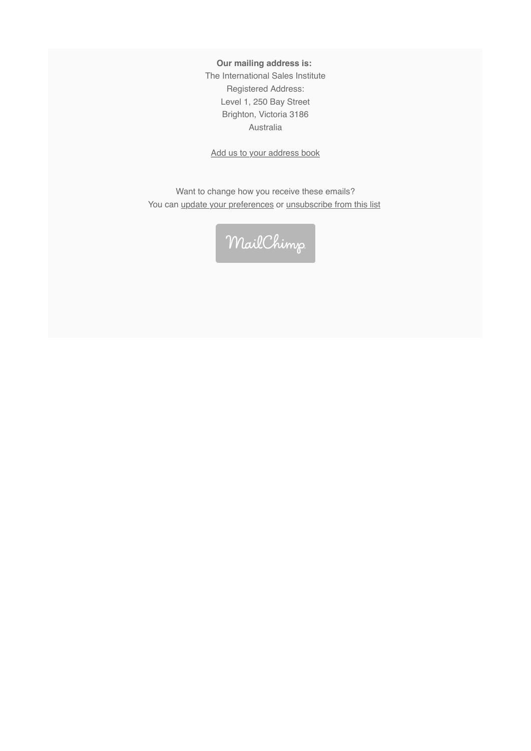**Our mailing address is:**
The International Sales Institute
Registered Address:
Level 1, 250 Bay Street
Brighton, Victoria 3186
Australia

Add us to your address book

Want to change how you receive these emails?
You can update your preferences or unsubscribe from this list

MailChimp